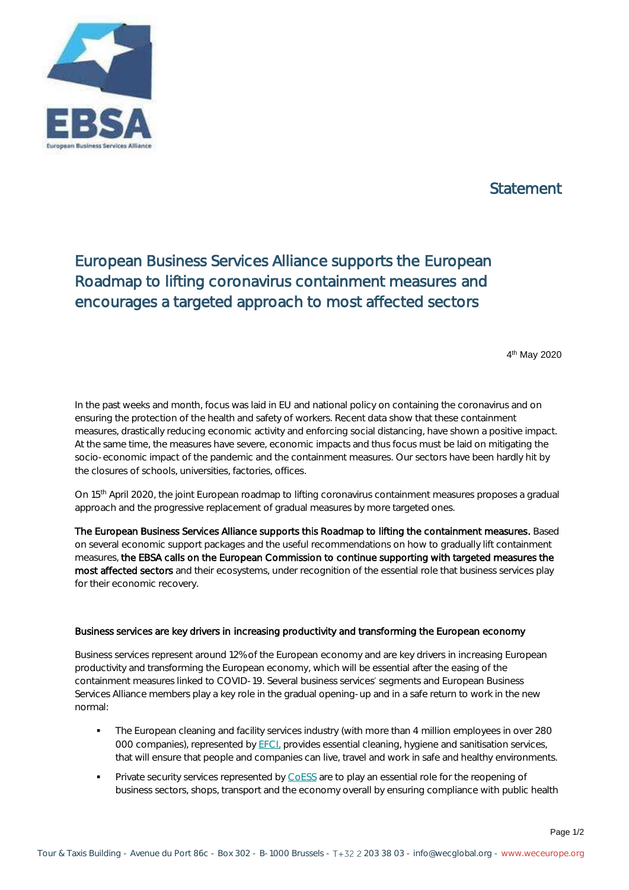Statement

# European Business Services Alliance supports the European Roadmap to lifting coronavirus containment measures and encourages a targeted approach to most affected sectors

4th May 2020

In the past weeks and month, focus was laid in EU and national policy on containing the coronavirus and on ensuring the protection of the health and safety of workers. Recent data show that these containment measures, drastically reducing economic activity and enforcing social distancing, have shown a positive impact. At the same time, the measures have severe, economic impacts and thus focus must be laid on mitigating the socio-economic impact of the pandemic and the containment measures. Our sectors have been hardly hit by the closures of schools, universities, factories, offices.

On 15th April 2020, the joint European roadmap to lifting coronavirus containment measures proposes a gradual approach and the progressive replacement of gradual measures by more targeted ones.

**The European Business Services Alliance supports this Roadmap to lifting the containment measures.** Based on several economic support packages and the useful recommendations on how to gradually lift containment measures, **the EBSA calls on the European Commission to continue supporting with targeted measures the most affected sectors** and their ecosystems, under recognition of the essential role that business services play for their economic recovery.

## Business services are key drivers in increasing productivity and transforming the European economy

Business services represent around 12% of the European economy and are key drivers in increasing European productivity and transforming the European economy, which will be essential after the easing of the containment measures linked to COVID-19. Several business services' segments and European Business Services Alliance members play a key role in the gradual opening-up and in a safe return to work in the new normal:

- The European cleaning and facility services industry (with more than 4 million employees in over 280 000 companies), represented by EFCI, provides essential cleaning, hygiene and sanitisation services, that will ensure that people and companies can live, travel and work in safe and healthy environments.
- Private security services represented by CoESS are to play an essential role for the reopening of business sectors, shops, transport and the economy overall by ensuring compliance with public health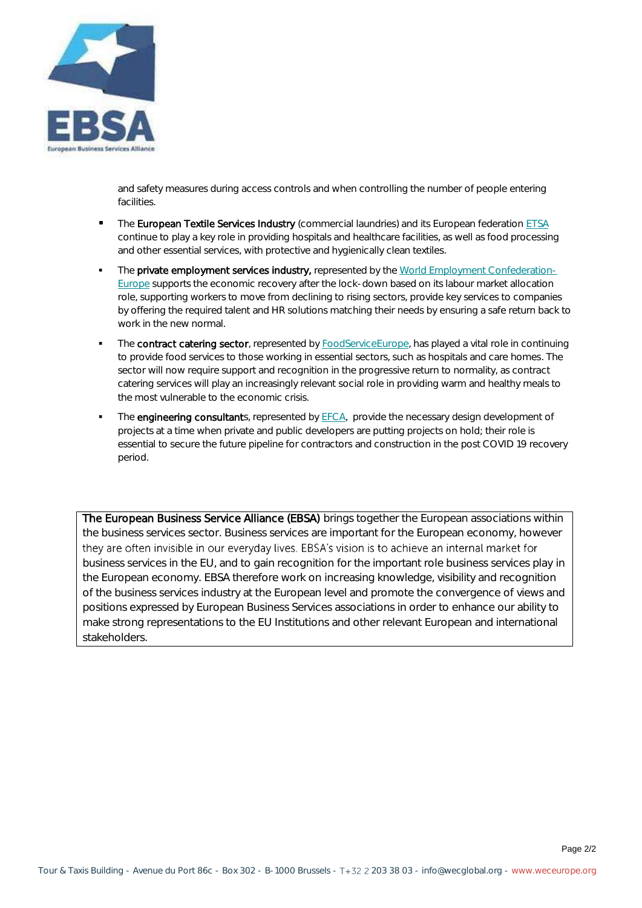and safety measures during access controls and when controlling the number of people entering facilities.

- The **European Textile Services Industry** (commercial laundries) and its European federation ETSA continue to play a key role in providing hospitals and healthcare facilities, as well as food processing and other essential services, with protective and hygienically clean textiles.
- The **private employment services industry,** represented by the World Employment Confederation-Europe supports the economic recovery after the lock-down based on its labour market allocation role, supporting workers to move from declining to rising sectors, provide key services to companies by offering the required talent and HR solutions matching their needs by ensuring a safe return back to work in the new normal.
- The **contract catering sector**, represented by FoodServiceEurope, has played a vital role in continuing to provide food services to those working in essential sectors, such as hospitals and care homes. The sector will now require support and recognition in the progressive return to normality, as contract catering services will play an increasingly relevant social role in providing warm and healthy meals to the most vulnerable to the economic crisis.
- The **engineering consultant**s, represented by EFCA, provide the necessary design development of projects at a time when private and public developers are putting projects on hold; their role is essential to secure the future pipeline for contractors and construction in the post COVID 19 recovery period.

**The European Business Service Alliance (EBSA)** brings together the European associations within the business services sector. Business services are important for the European economy, however they are often invisible in our everyday lives. EBSA's vision is to achieve an internal market for business services in the EU, and to gain recognition for the important role business services play in the European economy. EBSA therefore work on increasing knowledge, visibility and recognition of the business services industry at the European level and promote the convergence of views and positions expressed by European Business Services associations in order to enhance our ability to make strong representations to the EU Institutions and other relevant European and international stakeholders.